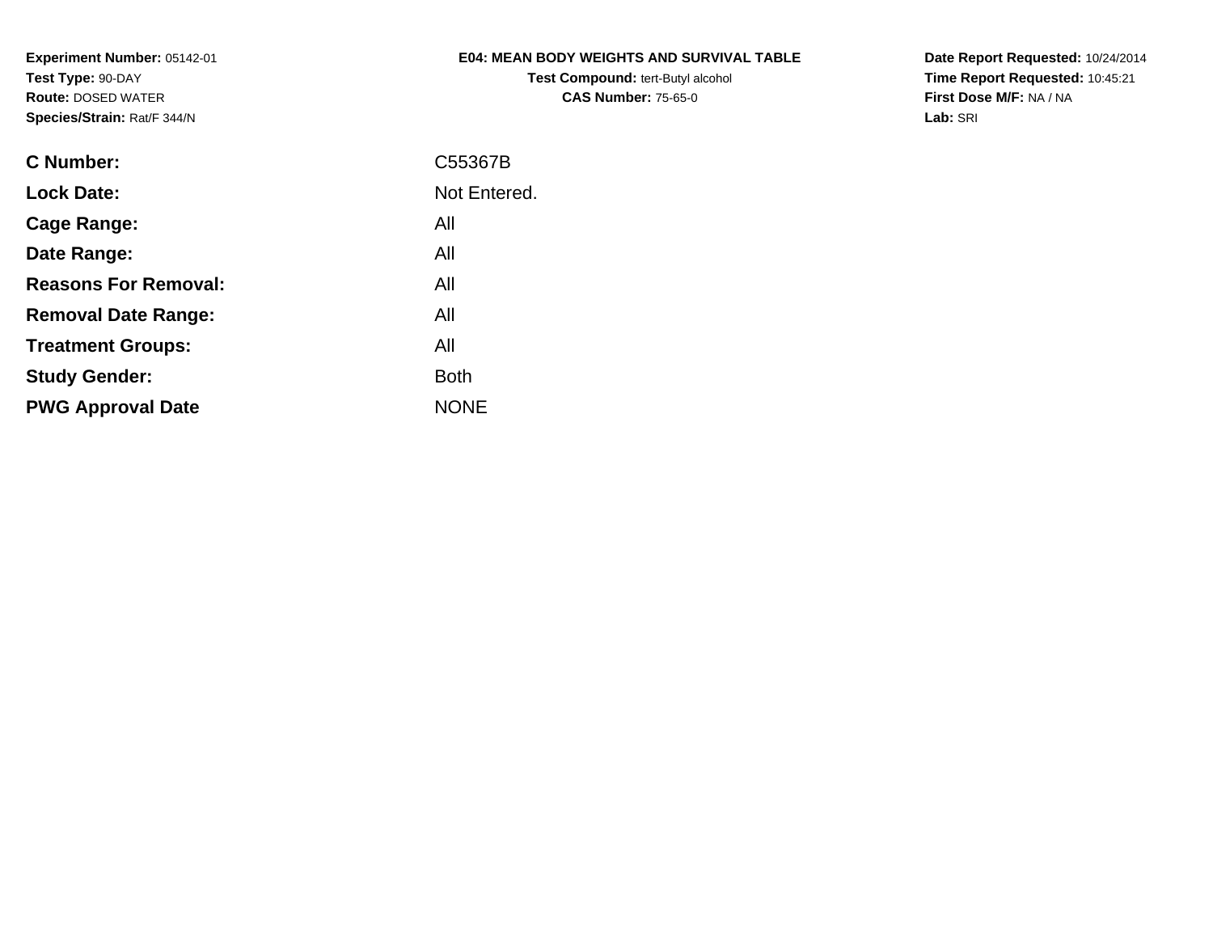**Experiment Number:** 05142-01
**Test Type:** 90-DAY
**Route:** DOSED WATER
**Species/Strain:** Rat/F 344/N

**E04: MEAN BODY WEIGHTS AND SURVIVAL TABLE**
**Test Compound:** tert-Butyl alcohol
**CAS Number:** 75-65-0

**Date Report Requested:** 10/24/2014
**Time Report Requested:** 10:45:21
**First Dose M/F:** NA / NA
**Lab:** SRI

| | |
|---|---|
| **C Number:** | C55367B |
| **Lock Date:** | Not Entered. |
| **Cage Range:** | All |
| **Date Range:** | All |
| **Reasons For Removal:** | All |
| **Removal Date Range:** | All |
| **Treatment Groups:** | All |
| **Study Gender:** | Both |
| **PWG Approval Date** | NONE |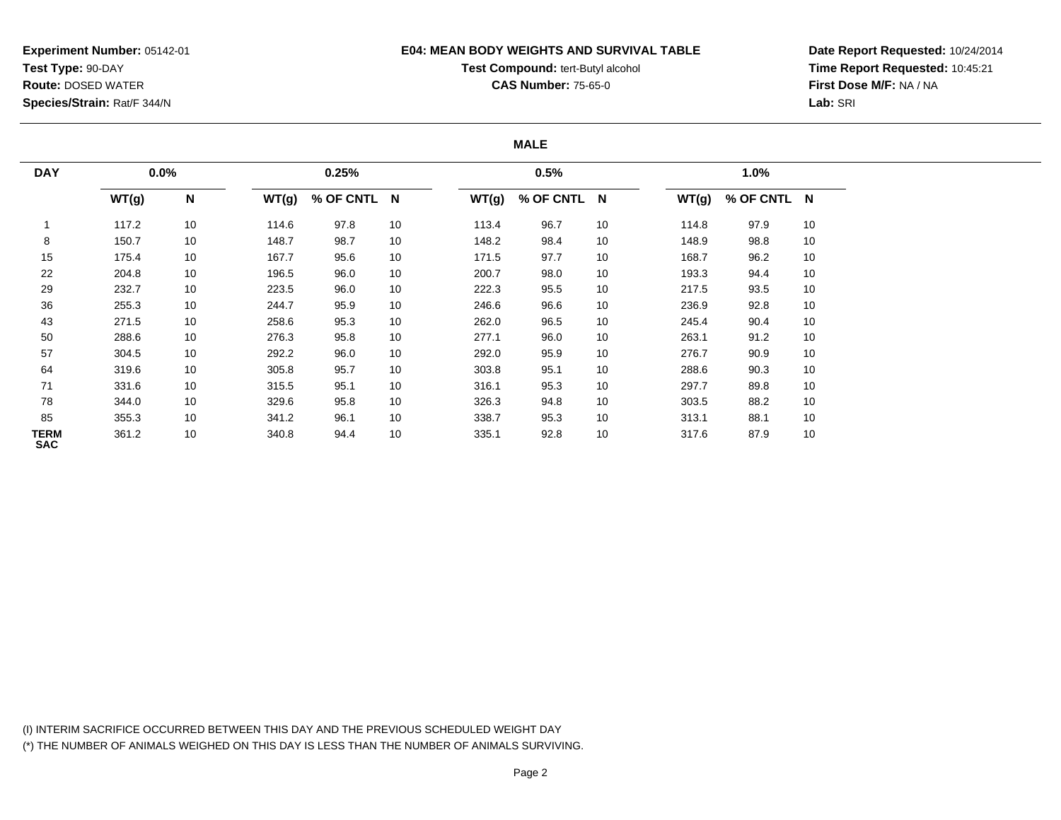**Experiment Number:** 05142-01
**Test Type:** 90-DAY
**Route:** DOSED WATER
**Species/Strain:** Rat/F 344/N

**E04: MEAN BODY WEIGHTS AND SURVIVAL TABLE**
**Test Compound:** tert-Butyl alcohol
**CAS Number:** 75-65-0

**Date Report Requested:** 10/24/2014
**Time Report Requested:** 10:45:21
**First Dose M/F:** NA / NA
**Lab:** SRI

**MALE**

| DAY | 0.0% | | 0.25% | | | 0.5% | | | 1.0% | | |
|---|---|---|---|---|---|---|---|---|---|---|---|
| | WT(g) | N | WT(g) | % OF CNTL | N | WT(g) | % OF CNTL | N | WT(g) | % OF CNTL | N |
| 1 | 117.2 | 10 | 114.6 | 97.8 | 10 | 113.4 | 96.7 | 10 | 114.8 | 97.9 | 10 |
| 8 | 150.7 | 10 | 148.7 | 98.7 | 10 | 148.2 | 98.4 | 10 | 148.9 | 98.8 | 10 |
| 15 | 175.4 | 10 | 167.7 | 95.6 | 10 | 171.5 | 97.7 | 10 | 168.7 | 96.2 | 10 |
| 22 | 204.8 | 10 | 196.5 | 96.0 | 10 | 200.7 | 98.0 | 10 | 193.3 | 94.4 | 10 |
| 29 | 232.7 | 10 | 223.5 | 96.0 | 10 | 222.3 | 95.5 | 10 | 217.5 | 93.5 | 10 |
| 36 | 255.3 | 10 | 244.7 | 95.9 | 10 | 246.6 | 96.6 | 10 | 236.9 | 92.8 | 10 |
| 43 | 271.5 | 10 | 258.6 | 95.3 | 10 | 262.0 | 96.5 | 10 | 245.4 | 90.4 | 10 |
| 50 | 288.6 | 10 | 276.3 | 95.8 | 10 | 277.1 | 96.0 | 10 | 263.1 | 91.2 | 10 |
| 57 | 304.5 | 10 | 292.2 | 96.0 | 10 | 292.0 | 95.9 | 10 | 276.7 | 90.9 | 10 |
| 64 | 319.6 | 10 | 305.8 | 95.7 | 10 | 303.8 | 95.1 | 10 | 288.6 | 90.3 | 10 |
| 71 | 331.6 | 10 | 315.5 | 95.1 | 10 | 316.1 | 95.3 | 10 | 297.7 | 89.8 | 10 |
| 78 | 344.0 | 10 | 329.6 | 95.8 | 10 | 326.3 | 94.8 | 10 | 303.5 | 88.2 | 10 |
| 85 | 355.3 | 10 | 341.2 | 96.1 | 10 | 338.7 | 95.3 | 10 | 313.1 | 88.1 | 10 |
| TERM SAC | 361.2 | 10 | 340.8 | 94.4 | 10 | 335.1 | 92.8 | 10 | 317.6 | 87.9 | 10 |

(I) INTERIM SACRIFICE OCCURRED BETWEEN THIS DAY AND THE PREVIOUS SCHEDULED WEIGHT DAY
(*) THE NUMBER OF ANIMALS WEIGHED ON THIS DAY IS LESS THAN THE NUMBER OF ANIMALS SURVIVING.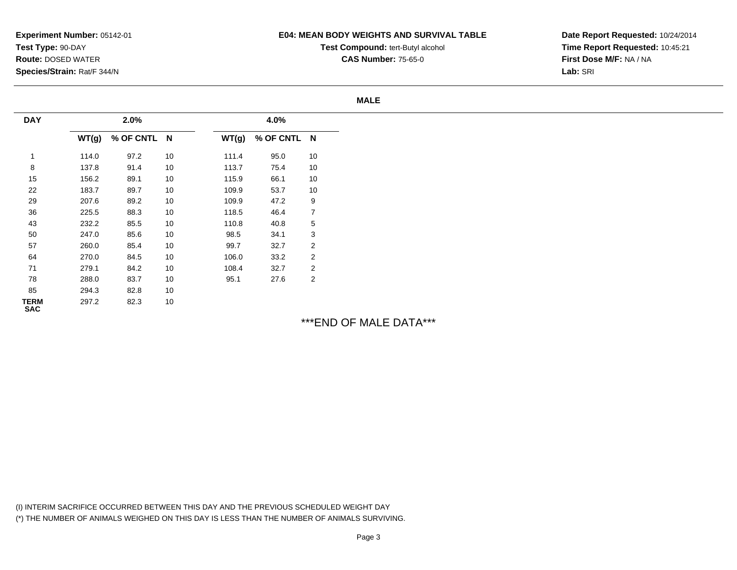**Experiment Number:** 05142-01
**Test Type:** 90-DAY
**Route:** DOSED WATER
**Species/Strain:** Rat/F 344/N

**E04: MEAN BODY WEIGHTS AND SURVIVAL TABLE**
**Test Compound:** tert-Butyl alcohol
**CAS Number:** 75-65-0

**Date Report Requested:** 10/24/2014
**Time Report Requested:** 10:45:21
**First Dose M/F:** NA / NA
**Lab:** SRI

**MALE**

| DAY | 2.0% | | | 4.0% | | |
|---|---|---|---|---|---|---|
| | WT(g) | % OF CNTL | N | WT(g) | % OF CNTL | N |
| 1 | 114.0 | 97.2 | 10 | 111.4 | 95.0 | 10 |
| 8 | 137.8 | 91.4 | 10 | 113.7 | 75.4 | 10 |
| 15 | 156.2 | 89.1 | 10 | 115.9 | 66.1 | 10 |
| 22 | 183.7 | 89.7 | 10 | 109.9 | 53.7 | 10 |
| 29 | 207.6 | 89.2 | 10 | 109.9 | 47.2 | 9 |
| 36 | 225.5 | 88.3 | 10 | 118.5 | 46.4 | 7 |
| 43 | 232.2 | 85.5 | 10 | 110.8 | 40.8 | 5 |
| 50 | 247.0 | 85.6 | 10 | 98.5 | 34.1 | 3 |
| 57 | 260.0 | 85.4 | 10 | 99.7 | 32.7 | 2 |
| 64 | 270.0 | 84.5 | 10 | 106.0 | 33.2 | 2 |
| 71 | 279.1 | 84.2 | 10 | 108.4 | 32.7 | 2 |
| 78 | 288.0 | 83.7 | 10 | 95.1 | 27.6 | 2 |
| 85 | 294.3 | 82.8 | 10 | | | |
| TERM SAC | 297.2 | 82.3 | 10 | | | |

***END OF MALE DATA***

(I) INTERIM SACRIFICE OCCURRED BETWEEN THIS DAY AND THE PREVIOUS SCHEDULED WEIGHT DAY
(*) THE NUMBER OF ANIMALS WEIGHED ON THIS DAY IS LESS THAN THE NUMBER OF ANIMALS SURVIVING.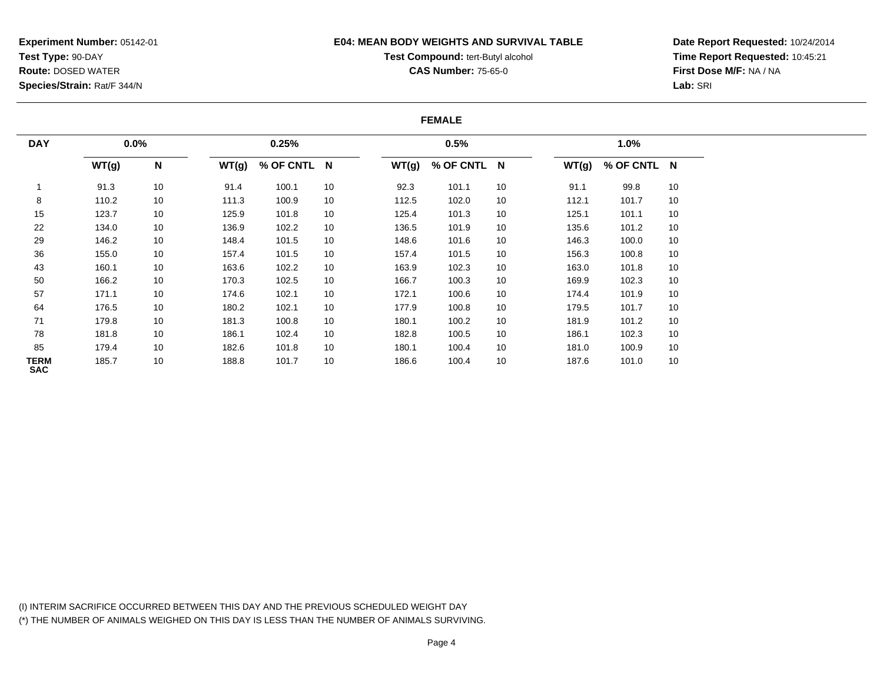**Experiment Number:** 05142-01
**Test Type:** 90-DAY
**Route:** DOSED WATER
**Species/Strain:** Rat/F 344/N

**E04: MEAN BODY WEIGHTS AND SURVIVAL TABLE**
**Test Compound:** tert-Butyl alcohol
**CAS Number:** 75-65-0

**Date Report Requested:** 10/24/2014
**Time Report Requested:** 10:45:21
**First Dose M/F:** NA / NA
**Lab:** SRI

**FEMALE**

| DAY | 0.0% | | 0.25% | | | 0.5% | | | 1.0% | | |
|---|---|---|---|---|---|---|---|---|---|---|---|
| | WT(g) | N | WT(g) | % OF CNTL | N | WT(g) | % OF CNTL | N | WT(g) | % OF CNTL | N |
| 1 | 91.3 | 10 | 91.4 | 100.1 | 10 | 92.3 | 101.1 | 10 | 91.1 | 99.8 | 10 |
| 8 | 110.2 | 10 | 111.3 | 100.9 | 10 | 112.5 | 102.0 | 10 | 112.1 | 101.7 | 10 |
| 15 | 123.7 | 10 | 125.9 | 101.8 | 10 | 125.4 | 101.3 | 10 | 125.1 | 101.1 | 10 |
| 22 | 134.0 | 10 | 136.9 | 102.2 | 10 | 136.5 | 101.9 | 10 | 135.6 | 101.2 | 10 |
| 29 | 146.2 | 10 | 148.4 | 101.5 | 10 | 148.6 | 101.6 | 10 | 146.3 | 100.0 | 10 |
| 36 | 155.0 | 10 | 157.4 | 101.5 | 10 | 157.4 | 101.5 | 10 | 156.3 | 100.8 | 10 |
| 43 | 160.1 | 10 | 163.6 | 102.2 | 10 | 163.9 | 102.3 | 10 | 163.0 | 101.8 | 10 |
| 50 | 166.2 | 10 | 170.3 | 102.5 | 10 | 166.7 | 100.3 | 10 | 169.9 | 102.3 | 10 |
| 57 | 171.1 | 10 | 174.6 | 102.1 | 10 | 172.1 | 100.6 | 10 | 174.4 | 101.9 | 10 |
| 64 | 176.5 | 10 | 180.2 | 102.1 | 10 | 177.9 | 100.8 | 10 | 179.5 | 101.7 | 10 |
| 71 | 179.8 | 10 | 181.3 | 100.8 | 10 | 180.1 | 100.2 | 10 | 181.9 | 101.2 | 10 |
| 78 | 181.8 | 10 | 186.1 | 102.4 | 10 | 182.8 | 100.5 | 10 | 186.1 | 102.3 | 10 |
| 85 | 179.4 | 10 | 182.6 | 101.8 | 10 | 180.1 | 100.4 | 10 | 181.0 | 100.9 | 10 |
| TERM SAC | 185.7 | 10 | 188.8 | 101.7 | 10 | 186.6 | 100.4 | 10 | 187.6 | 101.0 | 10 |

(I) INTERIM SACRIFICE OCCURRED BETWEEN THIS DAY AND THE PREVIOUS SCHEDULED WEIGHT DAY
(*) THE NUMBER OF ANIMALS WEIGHED ON THIS DAY IS LESS THAN THE NUMBER OF ANIMALS SURVIVING.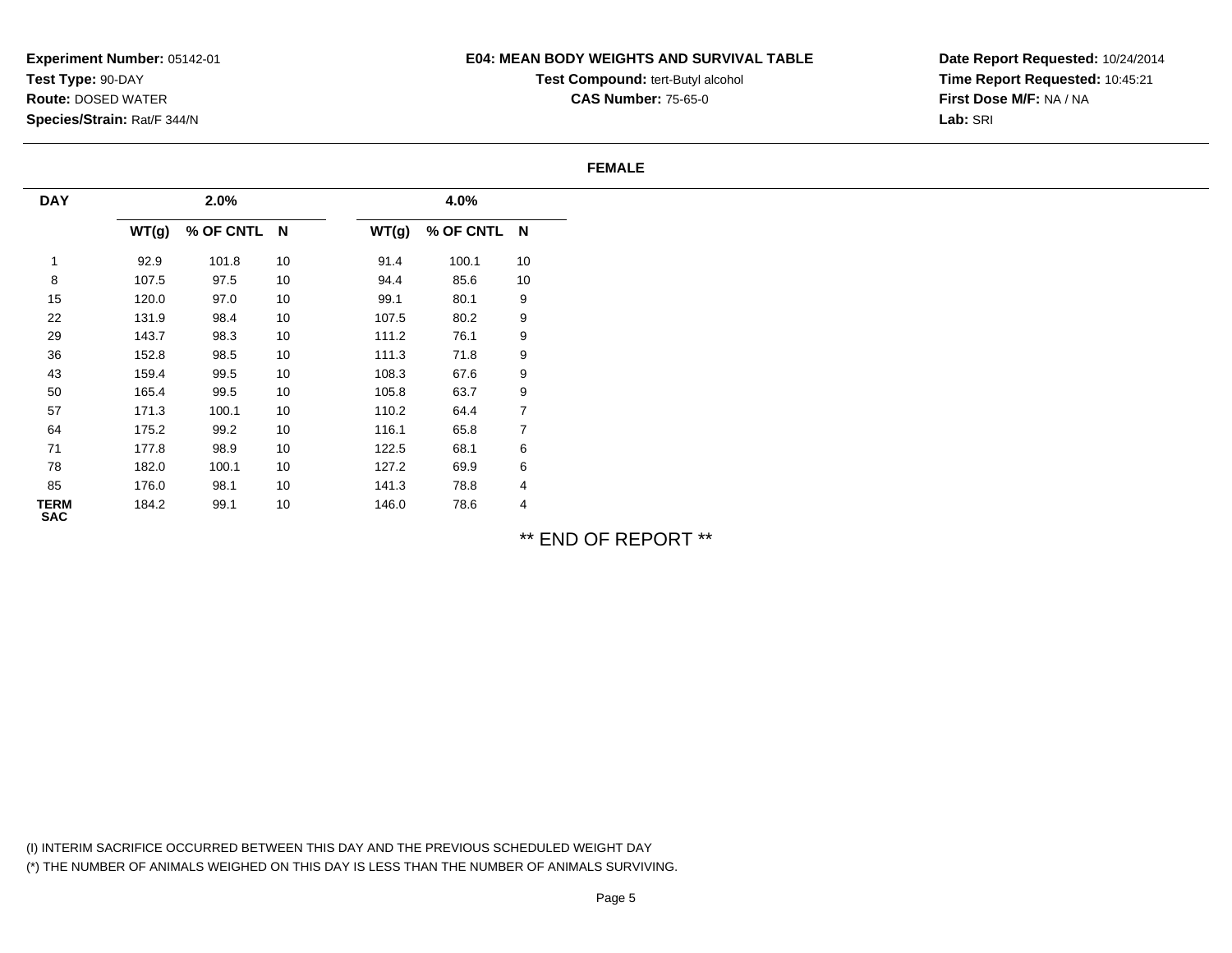**Experiment Number:** 05142-01
**Test Type:** 90-DAY
**Route:** DOSED WATER
**Species/Strain:** Rat/F 344/N

**E04: MEAN BODY WEIGHTS AND SURVIVAL TABLE**
**Test Compound:** tert-Butyl alcohol
**CAS Number:** 75-65-0

**Date Report Requested:** 10/24/2014
**Time Report Requested:** 10:45:21
**First Dose M/F:** NA / NA
**Lab:** SRI

**FEMALE**

| DAY | 2.0% | | | 4.0% | | |
|---|---|---|---|---|---|---|
| | WT(g) | % OF CNTL | N | WT(g) | % OF CNTL | N |
| 1 | 92.9 | 101.8 | 10 | 91.4 | 100.1 | 10 |
| 8 | 107.5 | 97.5 | 10 | 94.4 | 85.6 | 10 |
| 15 | 120.0 | 97.0 | 10 | 99.1 | 80.1 | 9 |
| 22 | 131.9 | 98.4 | 10 | 107.5 | 80.2 | 9 |
| 29 | 143.7 | 98.3 | 10 | 111.2 | 76.1 | 9 |
| 36 | 152.8 | 98.5 | 10 | 111.3 | 71.8 | 9 |
| 43 | 159.4 | 99.5 | 10 | 108.3 | 67.6 | 9 |
| 50 | 165.4 | 99.5 | 10 | 105.8 | 63.7 | 9 |
| 57 | 171.3 | 100.1 | 10 | 110.2 | 64.4 | 7 |
| 64 | 175.2 | 99.2 | 10 | 116.1 | 65.8 | 7 |
| 71 | 177.8 | 98.9 | 10 | 122.5 | 68.1 | 6 |
| 78 | 182.0 | 100.1 | 10 | 127.2 | 69.9 | 6 |
| 85 | 176.0 | 98.1 | 10 | 141.3 | 78.8 | 4 |
| TERM SAC | 184.2 | 99.1 | 10 | 146.0 | 78.6 | 4 |

** END OF REPORT **

(I) INTERIM SACRIFICE OCCURRED BETWEEN THIS DAY AND THE PREVIOUS SCHEDULED WEIGHT DAY
(*) THE NUMBER OF ANIMALS WEIGHED ON THIS DAY IS LESS THAN THE NUMBER OF ANIMALS SURVIVING.